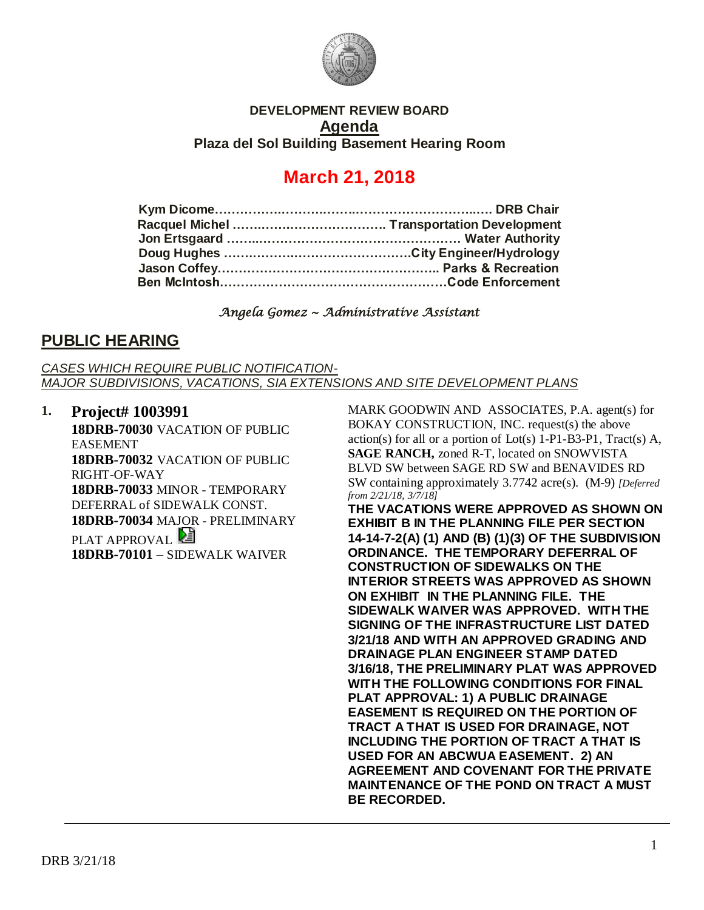**DEVELOPMENT REVIEW BOARD**

**Agenda**

**Plaza del Sol Building Basement Hearing Room**

# March 21, 2018

**Kym Dicome……………………………………………………… DRB Chair**
**Racquel Michel ………………………………. Transportation Development**
**Jon Ertsgaard ……………………………………………… Water Authority**
**Doug Hughes ………………………………………City Engineer/Hydrology**
**Jason Coffey…………………………………………….. Parks & Recreation**
**Ben McIntosh………………………………………………Code Enforcement**

*Angela Gomez ~ Administrative Assistant*

## PUBLIC HEARING

*CASES WHICH REQUIRE PUBLIC NOTIFICATION-*
*MAJOR SUBDIVISIONS, VACATIONS, SIA EXTENSIONS AND SITE DEVELOPMENT PLANS*

**1. Project# 1003991**
**18DRB-70030** VACATION OF PUBLIC EASEMENT
**18DRB-70032** VACATION OF PUBLIC RIGHT-OF-WAY
**18DRB-70033** MINOR - TEMPORARY DEFERRAL of SIDEWALK CONST.
**18DRB-70034** MAJOR - PRELIMINARY PLAT APPROVAL
**18DRB-70101** – SIDEWALK WAIVER

MARK GOODWIN AND ASSOCIATES, P.A. agent(s) for BOKAY CONSTRUCTION, INC. request(s) the above action(s) for all or a portion of Lot(s) 1-P1-B3-P1, Tract(s) A, **SAGE RANCH,** zoned R-T, located on SNOWVISTA BLVD SW between SAGE RD SW and BENAVIDES RD SW containing approximately 3.7742 acre(s). (M-9) *[Deferred from 2/21/18, 3/7/18]*

**THE VACATIONS WERE APPROVED AS SHOWN ON EXHIBIT B IN THE PLANNING FILE PER SECTION 14-14-7-2(A) (1) AND (B) (1)(3) OF THE SUBDIVISION ORDINANCE. THE TEMPORARY DEFERRAL OF CONSTRUCTION OF SIDEWALKS ON THE INTERIOR STREETS WAS APPROVED AS SHOWN ON EXHIBIT IN THE PLANNING FILE. THE SIDEWALK WAIVER WAS APPROVED. WITH THE SIGNING OF THE INFRASTRUCTURE LIST DATED 3/21/18 AND WITH AN APPROVED GRADING AND DRAINAGE PLAN ENGINEER STAMP DATED 3/16/18, THE PRELIMINARY PLAT WAS APPROVED WITH THE FOLLOWING CONDITIONS FOR FINAL PLAT APPROVAL: 1) A PUBLIC DRAINAGE EASEMENT IS REQUIRED ON THE PORTION OF TRACT A THAT IS USED FOR DRAINAGE, NOT INCLUDING THE PORTION OF TRACT A THAT IS USED FOR AN ABCWUA EASEMENT. 2) AN AGREEMENT AND COVENANT FOR THE PRIVATE MAINTENANCE OF THE POND ON TRACT A MUST BE RECORDED.**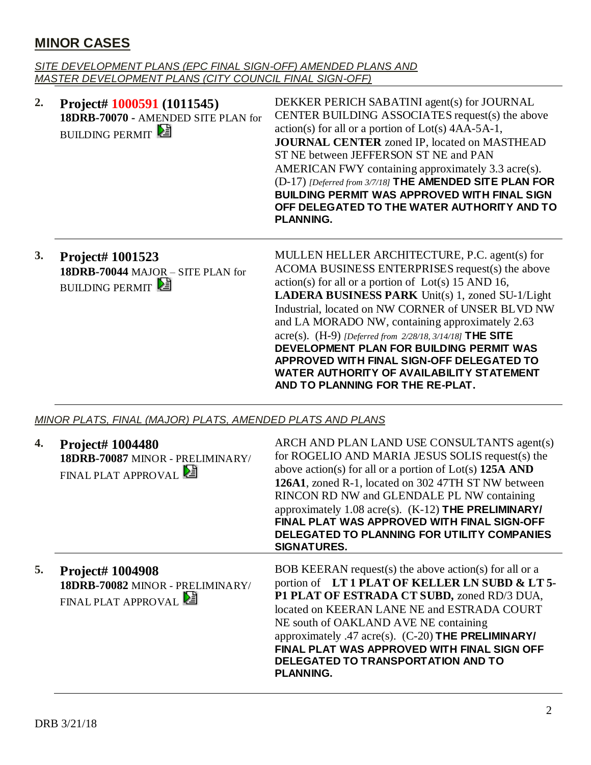## MINOR CASES

*SITE DEVELOPMENT PLANS (EPC FINAL SIGN-OFF) AMENDED PLANS AND MASTER DEVELOPMENT PLANS (CITY COUNCIL FINAL SIGN-OFF)*

| | | |
|---|---|---|
| **2.** | **Project# 1000591 (1011545)** **18DRB-70070 -** AMENDED SITE PLAN for BUILDING PERMIT | DEKKER PERICH SABATINI agent(s) for JOURNAL CENTER BUILDING ASSOCIATES request(s) the above action(s) for all or a portion of Lot(s) 4AA-5A-1, **JOURNAL CENTER** zoned IP, located on MASTHEAD ST NE between JEFFERSON ST NE and PAN AMERICAN FWY containing approximately 3.3 acre(s). (D-17) *[Deferred from 3/7/18]* **THE AMENDED SITE PLAN FOR BUILDING PERMIT WAS APPROVED WITH FINAL SIGN OFF DELEGATED TO THE WATER AUTHORITY AND TO PLANNING.** |
| **3.** | **Project# 1001523** **18DRB-70044** MAJOR – SITE PLAN for BUILDING PERMIT | MULLEN HELLER ARCHITECTURE, P.C. agent(s) for ACOMA BUSINESS ENTERPRISES request(s) the above action(s) for all or a portion of Lot(s) 15 AND 16, **LADERA BUSINESS PARK** Unit(s) 1, zoned SU-1/Light Industrial, located on NW CORNER of UNSER BLVD NW and LA MORADO NW, containing approximately 2.63 acre(s). (H-9) *[Deferred from 2/28/18, 3/14/18]* **THE SITE DEVELOPMENT PLAN FOR BUILDING PERMIT WAS APPROVED WITH FINAL SIGN-OFF DELEGATED TO WATER AUTHORITY OF AVAILABILITY STATEMENT AND TO PLANNING FOR THE RE-PLAT.** |

*MINOR PLATS, FINAL (MAJOR) PLATS, AMENDED PLATS AND PLANS*

| | | |
|---|---|---|
| **4.** | **Project# 1004480** **18DRB-70087** MINOR - PRELIMINARY/ FINAL PLAT APPROVAL | ARCH AND PLAN LAND USE CONSULTANTS agent(s) for ROGELIO AND MARIA JESUS SOLIS request(s) the above action(s) for all or a portion of Lot(s) **125A AND 126A1**, zoned R-1, located on 302 47TH ST NW between RINCON RD NW and GLENDALE PL NW containing approximately 1.08 acre(s). (K-12) **THE PRELIMINARY/ FINAL PLAT WAS APPROVED WITH FINAL SIGN-OFF DELEGATED TO PLANNING FOR UTILITY COMPANIES SIGNATURES.** |
| **5.** | **Project# 1004908** **18DRB-70082** MINOR - PRELIMINARY/ FINAL PLAT APPROVAL | BOB KEERAN request(s) the above action(s) for all or a portion of **LT 1 PLAT OF KELLER LN SUBD & LT 5-P1 PLAT OF ESTRADA CT SUBD,** zoned RD/3 DUA, located on KEERAN LANE NE and ESTRADA COURT NE south of OAKLAND AVE NE containing approximately .47 acre(s). (C-20) **THE PRELIMINARY/ FINAL PLAT WAS APPROVED WITH FINAL SIGN OFF DELEGATED TO TRANSPORTATION AND TO PLANNING.** |

DRB 3/21/18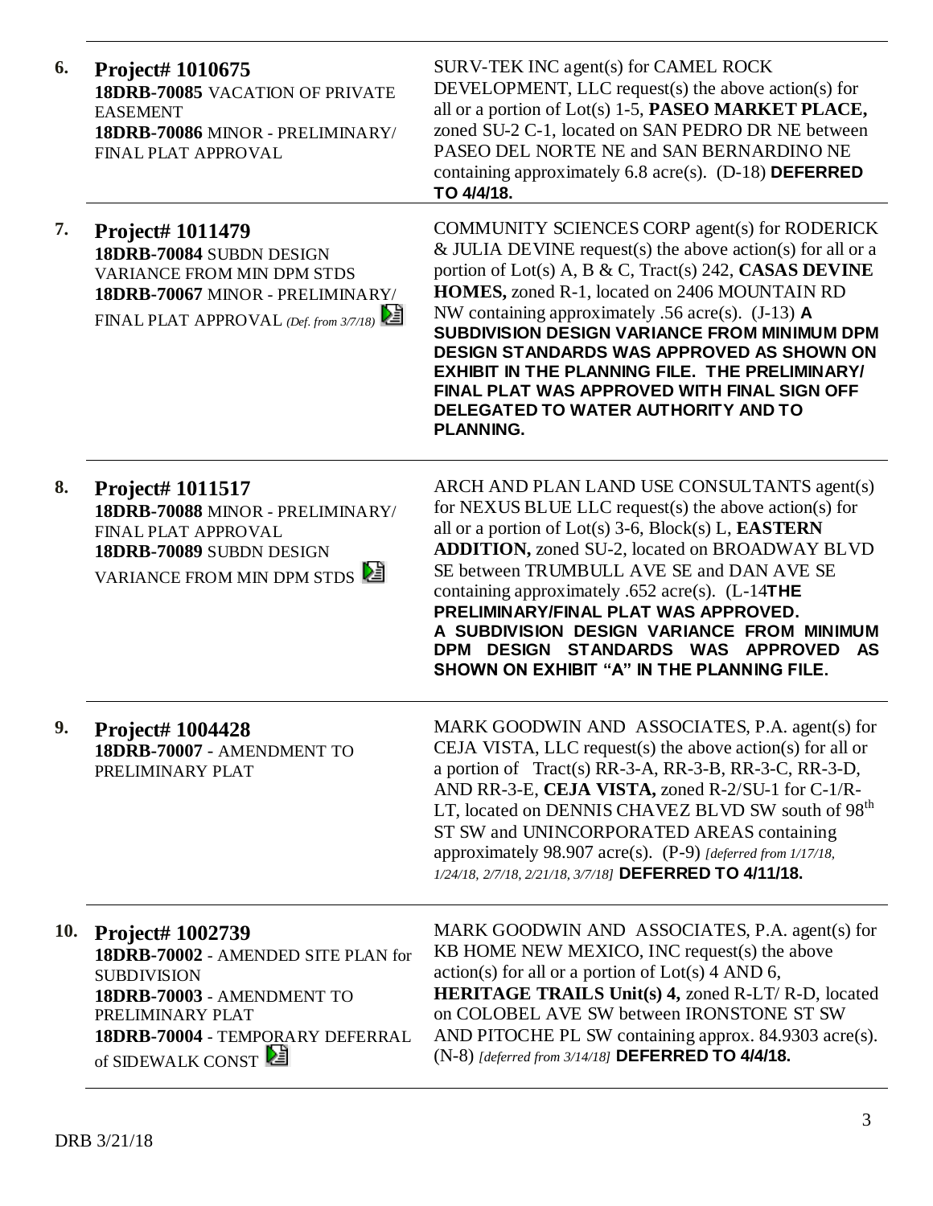| | | |
|---|---|---|
| **6.** | **Project# 1010675**<br>**18DRB-70085** VACATION OF PRIVATE EASEMENT<br>**18DRB-70086** MINOR - PRELIMINARY/ FINAL PLAT APPROVAL | SURV-TEK INC agent(s) for CAMEL ROCK DEVELOPMENT, LLC request(s) the above action(s) for all or a portion of Lot(s) 1-5, **PASEO MARKET PLACE,** zoned SU-2 C-1, located on SAN PEDRO DR NE between PASEO DEL NORTE NE and SAN BERNARDINO NE containing approximately 6.8 acre(s). (D-18) **DEFERRED TO 4/4/18.** |
| **7.** | **Project# 1011479**<br>**18DRB-70084** SUBDN DESIGN VARIANCE FROM MIN DPM STDS<br>**18DRB-70067** MINOR - PRELIMINARY/ FINAL PLAT APPROVAL *(Def. from 3/7/18)* | COMMUNITY SCIENCES CORP agent(s) for RODERICK & JULIA DEVINE request(s) the above action(s) for all or a portion of Lot(s) A, B & C, Tract(s) 242, **CASAS DEVINE HOMES,** zoned R-1, located on 2406 MOUNTAIN RD NW containing approximately .56 acre(s). (J-13) **A SUBDIVISION DESIGN VARIANCE FROM MINIMUM DPM DESIGN STANDARDS WAS APPROVED AS SHOWN ON EXHIBIT IN THE PLANNING FILE. THE PRELIMINARY/ FINAL PLAT WAS APPROVED WITH FINAL SIGN OFF DELEGATED TO WATER AUTHORITY AND TO PLANNING.** |
| **8.** | **Project# 1011517**<br>**18DRB-70088** MINOR - PRELIMINARY/ FINAL PLAT APPROVAL<br>**18DRB-70089** SUBDN DESIGN VARIANCE FROM MIN DPM STDS | ARCH AND PLAN LAND USE CONSULTANTS agent(s) for NEXUS BLUE LLC request(s) the above action(s) for all or a portion of Lot(s) 3-6, Block(s) L, **EASTERN ADDITION,** zoned SU-2, located on BROADWAY BLVD SE between TRUMBULL AVE SE and DAN AVE SE containing approximately .652 acre(s). (L-14**THE PRELIMINARY/FINAL PLAT WAS APPROVED. A SUBDIVISION DESIGN VARIANCE FROM MINIMUM DPM DESIGN STANDARDS WAS APPROVED AS SHOWN ON EXHIBIT "A" IN THE PLANNING FILE.** |
| **9.** | **Project# 1004428**<br>**18DRB-70007** - AMENDMENT TO PRELIMINARY PLAT | MARK GOODWIN AND ASSOCIATES, P.A. agent(s) for CEJA VISTA, LLC request(s) the above action(s) for all or a portion of Tract(s) RR-3-A, RR-3-B, RR-3-C, RR-3-D, AND RR-3-E, **CEJA VISTA,** zoned R-2/SU-1 for C-1/R-LT, located on DENNIS CHAVEZ BLVD SW south of 98th ST SW and UNINCORPORATED AREAS containing approximately 98.907 acre(s). (P-9) *[deferred from 1/17/18, 1/24/18, 2/7/18, 2/21/18, 3/7/18]* **DEFERRED TO 4/11/18.** |
| **10.** | **Project# 1002739**<br>**18DRB-70002** - AMENDED SITE PLAN for SUBDIVISION<br>**18DRB-70003** - AMENDMENT TO PRELIMINARY PLAT<br>**18DRB-70004** - TEMPORARY DEFERRAL of SIDEWALK CONST | MARK GOODWIN AND ASSOCIATES, P.A. agent(s) for KB HOME NEW MEXICO, INC request(s) the above action(s) for all or a portion of Lot(s) 4 AND 6, **HERITAGE TRAILS Unit(s) 4,** zoned R-LT/ R-D, located on COLOBEL AVE SW between IRONSTONE ST SW AND PITOCHE PL SW containing approx. 84.9303 acre(s). (N-8) *[deferred from 3/14/18]* **DEFERRED TO 4/4/18.** |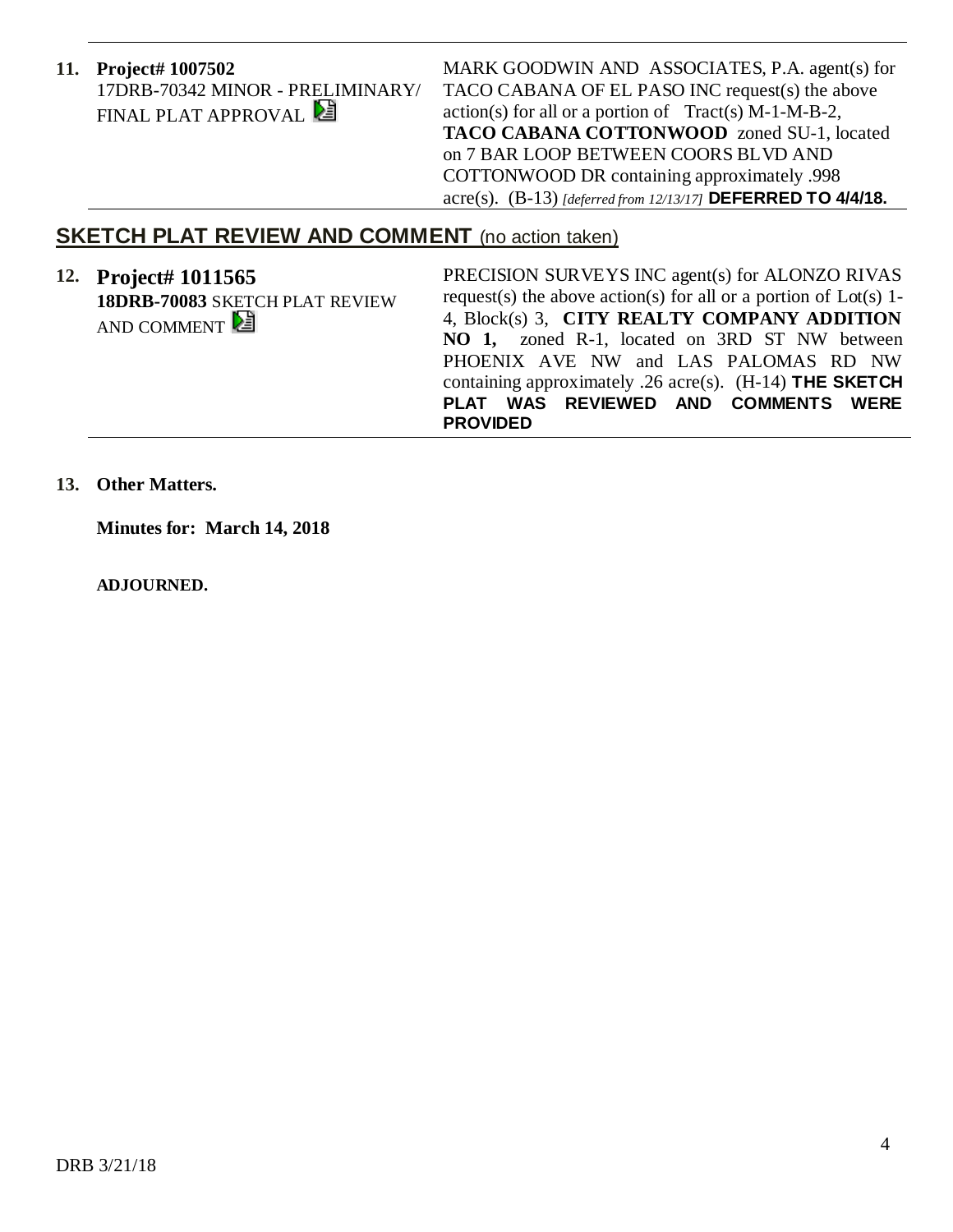| | | |
|---|---|---|
| **11.** | **Project# 1007502**<br>17DRB-70342 MINOR - PRELIMINARY/ FINAL PLAT APPROVAL | MARK GOODWIN AND ASSOCIATES, P.A. agent(s) for TACO CABANA OF EL PASO INC request(s) the above action(s) for all or a portion of Tract(s) M-1-M-B-2, **TACO CABANA COTTONWOOD** zoned SU-1, located on 7 BAR LOOP BETWEEN COORS BLVD AND COTTONWOOD DR containing approximately .998 acre(s). (B-13) *[deferred from 12/13/17]* **DEFERRED TO 4/4/18.** |

## SKETCH PLAT REVIEW AND COMMENT (no action taken)

| | | |
|---|---|---|
| **12.** | **Project# 1011565**<br>**18DRB-70083** SKETCH PLAT REVIEW AND COMMENT | PRECISION SURVEYS INC agent(s) for ALONZO RIVAS request(s) the above action(s) for all or a portion of Lot(s) 1-4, Block(s) 3, **CITY REALTY COMPANY ADDITION NO 1,** zoned R-1, located on 3RD ST NW between PHOENIX AVE NW and LAS PALOMAS RD NW containing approximately .26 acre(s). (H-14) **THE SKETCH PLAT WAS REVIEWED AND COMMENTS WERE PROVIDED** |

**13. Other Matters.**

**Minutes for: March 14, 2018**

**ADJOURNED.**

DRB 3/21/18